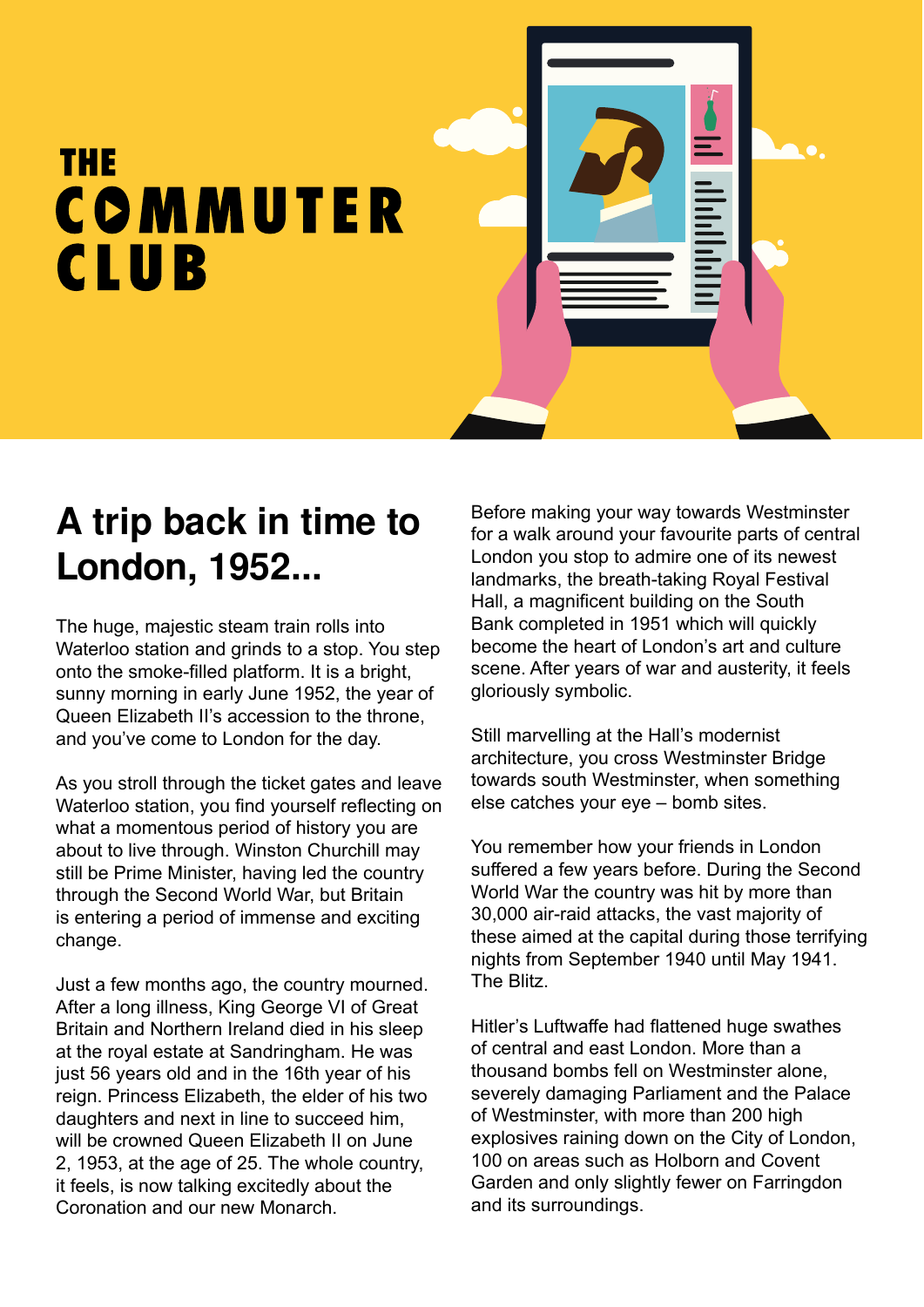# THE COMMUTER CLUB

## A trip back in time to London, 1952...

The huge, majestic steam train rolls into Waterloo station and grinds to a stop. You step onto the smoke-filled platform. It is a bright, sunny morning in early June 1952, the year of Queen Elizabeth II's accession to the throne, and you've come to London for the day.

As you stroll through the ticket gates and leave Waterloo station, you find yourself reflecting on what a momentous period of history you are about to live through. Winston Churchill may still be Prime Minister, having led the country through the Second World War, but Britain is entering a period of immense and exciting change.

Just a few months ago, the country mourned. After a long illness, King George VI of Great Britain and Northern Ireland died in his sleep at the royal estate at Sandringham. He was just 56 years old and in the 16th year of his reign. Princess Elizabeth, the elder of his two daughters and next in line to succeed him, will be crowned Queen Elizabeth II on June 2, 1953, at the age of 25. The whole country, it feels, is now talking excitedly about the Coronation and our new Monarch.

Before making your way towards Westminster for a walk around your favourite parts of central London you stop to admire one of its newest landmarks, the breath-taking Royal Festival Hall, a magnificent building on the South Bank completed in 1951 which will quickly become the heart of London's art and culture scene. After years of war and austerity, it feels gloriously symbolic.

Still marvelling at the Hall's modernist architecture, you cross Westminster Bridge towards south Westminster, when something else catches your eye – bomb sites.

You remember how your friends in London suffered a few years before. During the Second World War the country was hit by more than 30,000 air-raid attacks, the vast majority of these aimed at the capital during those terrifying nights from September 1940 until May 1941. The Blitz.

Hitler's Luftwaffe had flattened huge swathes of central and east London. More than a thousand bombs fell on Westminster alone, severely damaging Parliament and the Palace of Westminster, with more than 200 high explosives raining down on the City of London, 100 on areas such as Holborn and Covent Garden and only slightly fewer on Farringdon and its surroundings.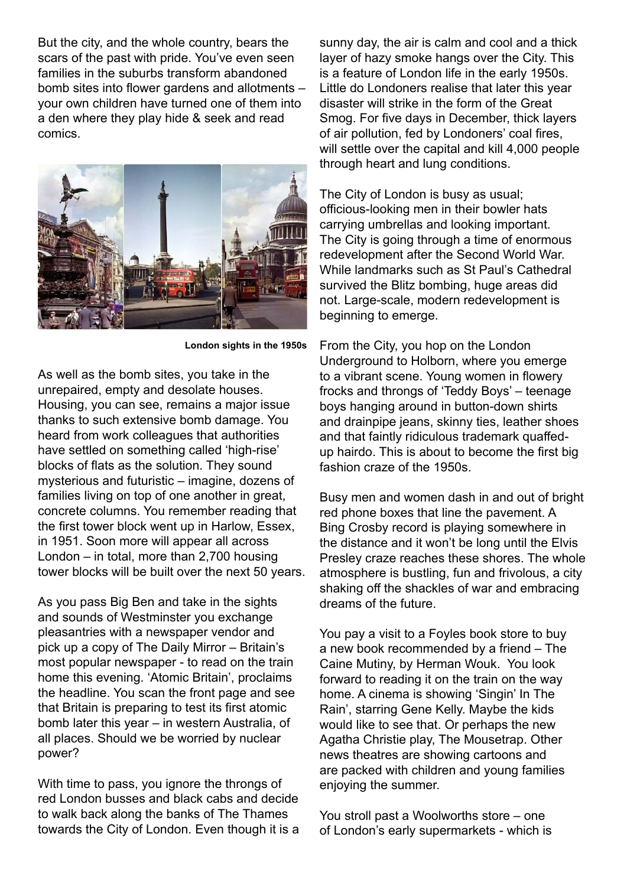But the city, and the whole country, bears the scars of the past with pride. You've even seen families in the suburbs transform abandoned bomb sites into flower gardens and allotments – your own children have turned one of them into a den where they play hide & seek and read comics.

**London sights in the 1950s**

As well as the bomb sites, you take in the unrepaired, empty and desolate houses. Housing, you can see, remains a major issue thanks to such extensive bomb damage. You heard from work colleagues that authorities have settled on something called 'high-rise' blocks of flats as the solution. They sound mysterious and futuristic – imagine, dozens of families living on top of one another in great, concrete columns. You remember reading that the first tower block went up in Harlow, Essex, in 1951. Soon more will appear all across London – in total, more than 2,700 housing tower blocks will be built over the next 50 years.

As you pass Big Ben and take in the sights and sounds of Westminster you exchange pleasantries with a newspaper vendor and pick up a copy of The Daily Mirror – Britain's most popular newspaper - to read on the train home this evening. 'Atomic Britain', proclaims the headline. You scan the front page and see that Britain is preparing to test its first atomic bomb later this year – in western Australia, of all places. Should we be worried by nuclear power?

With time to pass, you ignore the throngs of red London busses and black cabs and decide to walk back along the banks of The Thames towards the City of London. Even though it is a sunny day, the air is calm and cool and a thick layer of hazy smoke hangs over the City. This is a feature of London life in the early 1950s. Little do Londoners realise that later this year disaster will strike in the form of the Great Smog. For five days in December, thick layers of air pollution, fed by Londoners' coal fires, will settle over the capital and kill 4,000 people through heart and lung conditions.

The City of London is busy as usual; officious-looking men in their bowler hats carrying umbrellas and looking important. The City is going through a time of enormous redevelopment after the Second World War. While landmarks such as St Paul's Cathedral survived the Blitz bombing, huge areas did not. Large-scale, modern redevelopment is beginning to emerge.

From the City, you hop on the London Underground to Holborn, where you emerge to a vibrant scene. Young women in flowery frocks and throngs of 'Teddy Boys' – teenage boys hanging around in button-down shirts and drainpipe jeans, skinny ties, leather shoes and that faintly ridiculous trademark quaffed-up hairdo. This is about to become the first big fashion craze of the 1950s.

Busy men and women dash in and out of bright red phone boxes that line the pavement. A Bing Crosby record is playing somewhere in the distance and it won't be long until the Elvis Presley craze reaches these shores. The whole atmosphere is bustling, fun and frivolous, a city shaking off the shackles of war and embracing dreams of the future.

You pay a visit to a Foyles book store to buy a new book recommended by a friend – The Caine Mutiny, by Herman Wouk. You look forward to reading it on the train on the way home. A cinema is showing 'Singin' In The Rain', starring Gene Kelly. Maybe the kids would like to see that. Or perhaps the new Agatha Christie play, The Mousetrap. Other news theatres are showing cartoons and are packed with children and young families enjoying the summer.

You stroll past a Woolworths store – one of London's early supermarkets - which is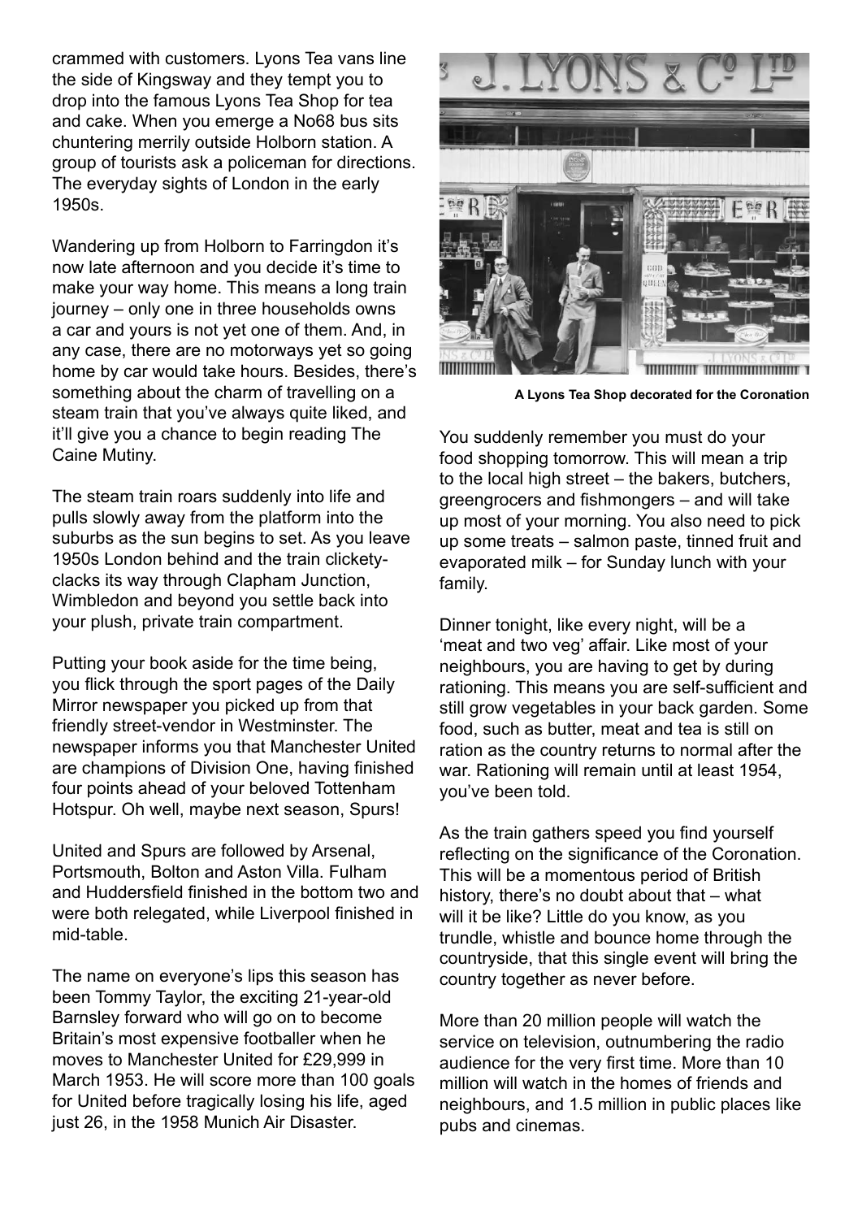crammed with customers. Lyons Tea vans line the side of Kingsway and they tempt you to drop into the famous Lyons Tea Shop for tea and cake. When you emerge a No68 bus sits chuntering merrily outside Holborn station. A group of tourists ask a policeman for directions. The everyday sights of London in the early 1950s.

Wandering up from Holborn to Farringdon it's now late afternoon and you decide it's time to make your way home. This means a long train journey – only one in three households owns a car and yours is not yet one of them. And, in any case, there are no motorways yet so going home by car would take hours. Besides, there's something about the charm of travelling on a steam train that you've always quite liked, and it'll give you a chance to begin reading The Caine Mutiny.

The steam train roars suddenly into life and pulls slowly away from the platform into the suburbs as the sun begins to set. As you leave 1950s London behind and the train clickety-clacks its way through Clapham Junction, Wimbledon and beyond you settle back into your plush, private train compartment.

Putting your book aside for the time being, you flick through the sport pages of the Daily Mirror newspaper you picked up from that friendly street-vendor in Westminster. The newspaper informs you that Manchester United are champions of Division One, having finished four points ahead of your beloved Tottenham Hotspur. Oh well, maybe next season, Spurs!

United and Spurs are followed by Arsenal, Portsmouth, Bolton and Aston Villa. Fulham and Huddersfield finished in the bottom two and were both relegated, while Liverpool finished in mid-table.

The name on everyone's lips this season has been Tommy Taylor, the exciting 21-year-old Barnsley forward who will go on to become Britain's most expensive footballer when he moves to Manchester United for £29,999 in March 1953. He will score more than 100 goals for United before tragically losing his life, aged just 26, in the 1958 Munich Air Disaster.

**A Lyons Tea Shop decorated for the Coronation**

You suddenly remember you must do your food shopping tomorrow. This will mean a trip to the local high street – the bakers, butchers, greengrocers and fishmongers – and will take up most of your morning. You also need to pick up some treats – salmon paste, tinned fruit and evaporated milk – for Sunday lunch with your family.

Dinner tonight, like every night, will be a 'meat and two veg' affair. Like most of your neighbours, you are having to get by during rationing. This means you are self-sufficient and still grow vegetables in your back garden. Some food, such as butter, meat and tea is still on ration as the country returns to normal after the war. Rationing will remain until at least 1954, you've been told.

As the train gathers speed you find yourself reflecting on the significance of the Coronation. This will be a momentous period of British history, there's no doubt about that – what will it be like? Little do you know, as you trundle, whistle and bounce home through the countryside, that this single event will bring the country together as never before.

More than 20 million people will watch the service on television, outnumbering the radio audience for the very first time. More than 10 million will watch in the homes of friends and neighbours, and 1.5 million in public places like pubs and cinemas.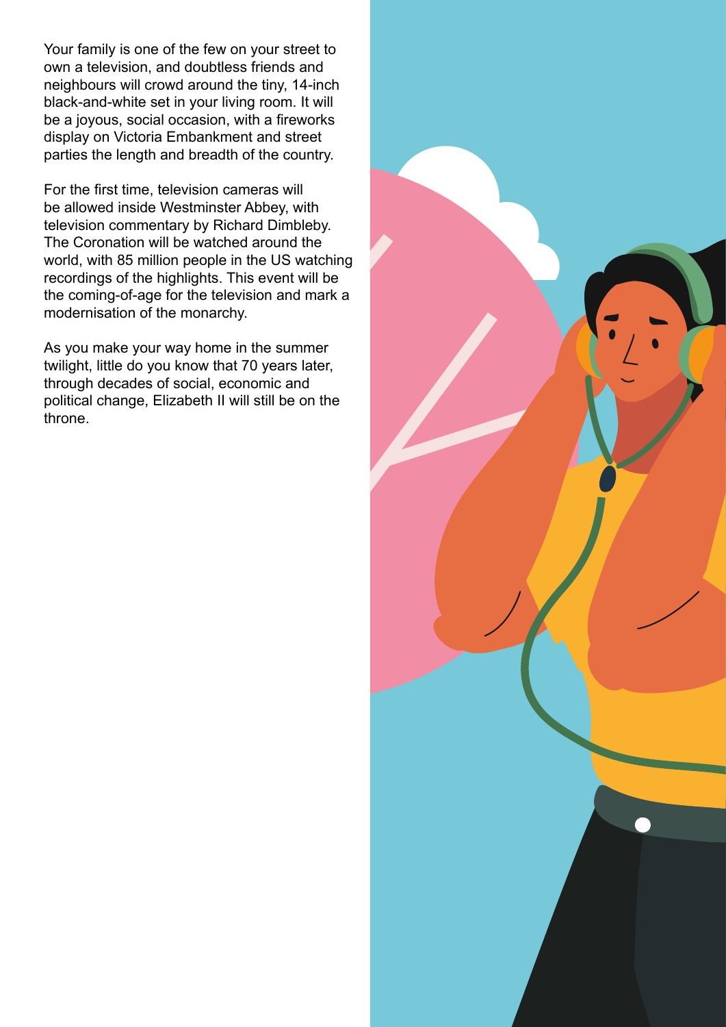Your family is one of the few on your street to own a television, and doubtless friends and neighbours will crowd around the tiny, 14-inch black-and-white set in your living room. It will be a joyous, social occasion, with a fireworks display on Victoria Embankment and street parties the length and breadth of the country.

For the first time, television cameras will be allowed inside Westminster Abbey, with television commentary by Richard Dimbleby. The Coronation will be watched around the world, with 85 million people in the US watching recordings of the highlights. This event will be the coming-of-age for the television and mark a modernisation of the monarchy.

As you make your way home in the summer twilight, little do you know that 70 years later, through decades of social, economic and political change, Elizabeth II will still be on the throne.